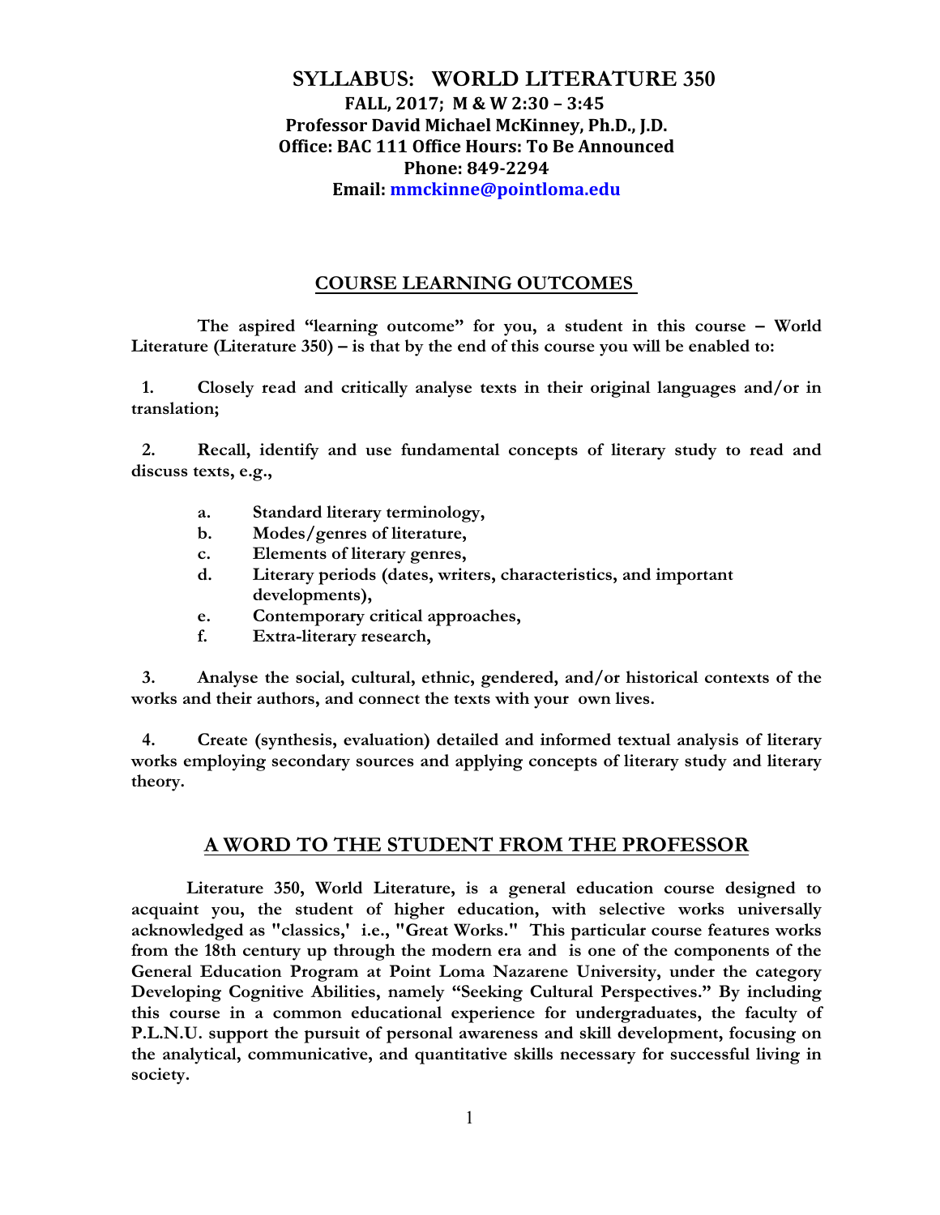# SYLLABUS: WORLD LITERATURE 350

**FALL, 2017; M & W 2:30 – 3:45**
**Professor David Michael McKinney, Ph.D., J.D.**
**Office: BAC 111 Office Hours: To Be Announced**
**Phone: 849-2294**
**Email: mmckinne@pointloma.edu**

## COURSE LEARNING OUTCOMES

**The aspired "learning outcome" for you, a student in this course – World Literature (Literature 350) – is that by the end of this course you will be enabled to:**

**1. Closely read and critically analyse texts in their original languages and/or in translation;**

**2. Recall, identify and use fundamental concepts of literary study to read and discuss texts, e.g.,**

- **a. Standard literary terminology,**
- **b. Modes/genres of literature,**
- **c. Elements of literary genres,**
- **d. Literary periods (dates, writers, characteristics, and important developments),**
- **e. Contemporary critical approaches,**
- **f. Extra-literary research,**

**3. Analyse the social, cultural, ethnic, gendered, and/or historical contexts of the works and their authors, and connect the texts with your own lives.**

**4. Create (synthesis, evaluation) detailed and informed textual analysis of literary works employing secondary sources and applying concepts of literary study and literary theory.**

## A WORD TO THE STUDENT FROM THE PROFESSOR

**Literature 350, World Literature, is a general education course designed to acquaint you, the student of higher education, with selective works universally acknowledged as "classics,' i.e., "Great Works." This particular course features works from the 18th century up through the modern era and is one of the components of the General Education Program at Point Loma Nazarene University, under the category Developing Cognitive Abilities, namely "Seeking Cultural Perspectives." By including this course in a common educational experience for undergraduates, the faculty of P.L.N.U. support the pursuit of personal awareness and skill development, focusing on the analytical, communicative, and quantitative skills necessary for successful living in society.**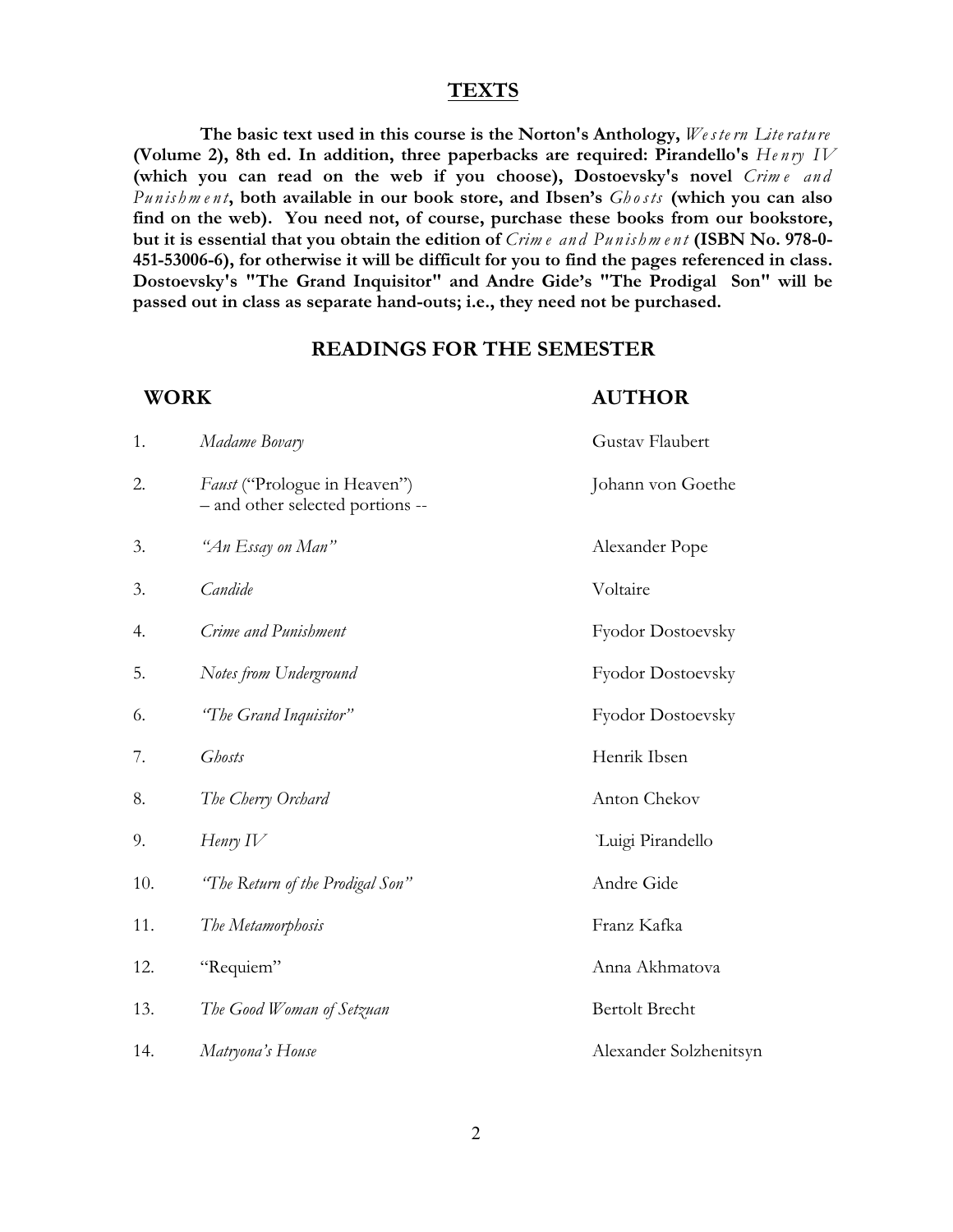## TEXTS

**The basic text used in this course is the Norton's Anthology,** ***Western Literature*** **(Volume 2), 8th ed. In addition, three paperbacks are required: Pirandello's** ***Henry IV*** **(which you can read on the web if you choose), Dostoevsky's novel** ***Crime and Punishment*****, both available in our book store, and Ibsen's** ***Ghosts*** **(which you can also find on the web). You need not, of course, purchase these books from our bookstore, but it is essential that you obtain the edition of** ***Crime and Punishment*** **(ISBN No. 978-0-451-53006-6), for otherwise it will be difficult for you to find the pages referenced in class. Dostoevsky's "The Grand Inquisitor" and Andre Gide's "The Prodigal Son" will be passed out in class as separate hand-outs; i.e., they need not be purchased.**

## READINGS FOR THE SEMESTER

| | WORK | AUTHOR |
|---|---|---|
| 1. | *Madame Bovary* | Gustav Flaubert |
| 2. | *Faust* ("Prologue in Heaven") – and other selected portions -- | Johann von Goethe |
| 3. | *"An Essay on Man"* | Alexander Pope |
| 3. | *Candide* | Voltaire |
| 4. | *Crime and Punishment* | Fyodor Dostoevsky |
| 5. | *Notes from Underground* | Fyodor Dostoevsky |
| 6. | *"The Grand Inquisitor"* | Fyodor Dostoevsky |
| 7. | *Ghosts* | Henrik Ibsen |
| 8. | *The Cherry Orchard* | Anton Chekov |
| 9. | *Henry IV* | `Luigi Pirandello |
| 10. | *"The Return of the Prodigal Son"* | Andre Gide |
| 11. | *The Metamorphosis* | Franz Kafka |
| 12. | "Requiem" | Anna Akhmatova |
| 13. | *The Good Woman of Setzuan* | Bertolt Brecht |
| 14. | *Matryona's House* | Alexander Solzhenitsyn |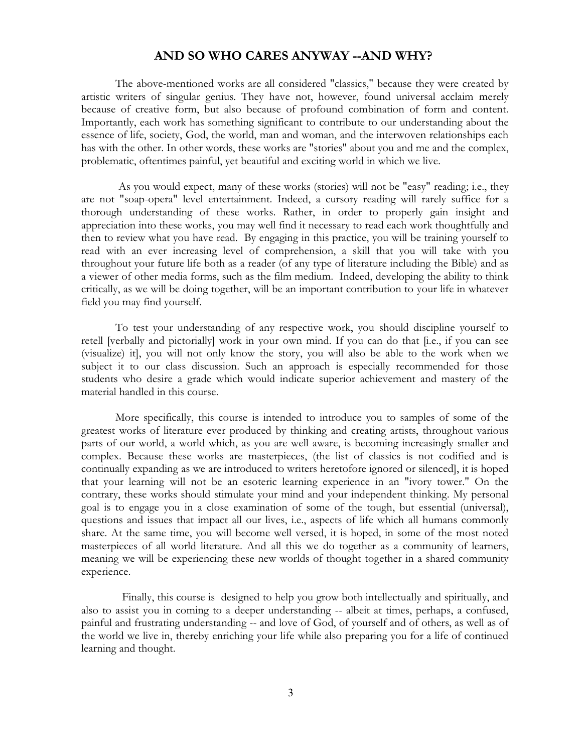## AND SO WHO CARES ANYWAY --AND WHY?

The above-mentioned works are all considered "classics," because they were created by artistic writers of singular genius. They have not, however, found universal acclaim merely because of creative form, but also because of profound combination of form and content. Importantly, each work has something significant to contribute to our understanding about the essence of life, society, God, the world, man and woman, and the interwoven relationships each has with the other. In other words, these works are "stories" about you and me and the complex, problematic, oftentimes painful, yet beautiful and exciting world in which we live.

As you would expect, many of these works (stories) will not be "easy" reading; i.e., they are not "soap-opera" level entertainment. Indeed, a cursory reading will rarely suffice for a thorough understanding of these works. Rather, in order to properly gain insight and appreciation into these works, you may well find it necessary to read each work thoughtfully and then to review what you have read. By engaging in this practice, you will be training yourself to read with an ever increasing level of comprehension, a skill that you will take with you throughout your future life both as a reader (of any type of literature including the Bible) and as a viewer of other media forms, such as the film medium. Indeed, developing the ability to think critically, as we will be doing together, will be an important contribution to your life in whatever field you may find yourself.

To test your understanding of any respective work, you should discipline yourself to retell [verbally and pictorially] work in your own mind. If you can do that [i.e., if you can see (visualize) it], you will not only know the story, you will also be able to the work when we subject it to our class discussion. Such an approach is especially recommended for those students who desire a grade which would indicate superior achievement and mastery of the material handled in this course.

More specifically, this course is intended to introduce you to samples of some of the greatest works of literature ever produced by thinking and creating artists, throughout various parts of our world, a world which, as you are well aware, is becoming increasingly smaller and complex. Because these works are masterpieces, (the list of classics is not codified and is continually expanding as we are introduced to writers heretofore ignored or silenced], it is hoped that your learning will not be an esoteric learning experience in an "ivory tower." On the contrary, these works should stimulate your mind and your independent thinking. My personal goal is to engage you in a close examination of some of the tough, but essential (universal), questions and issues that impact all our lives, i.e., aspects of life which all humans commonly share. At the same time, you will become well versed, it is hoped, in some of the most noted masterpieces of all world literature. And all this we do together as a community of learners, meaning we will be experiencing these new worlds of thought together in a shared community experience.

Finally, this course is designed to help you grow both intellectually and spiritually, and also to assist you in coming to a deeper understanding -- albeit at times, perhaps, a confused, painful and frustrating understanding -- and love of God, of yourself and of others, as well as of the world we live in, thereby enriching your life while also preparing you for a life of continued learning and thought.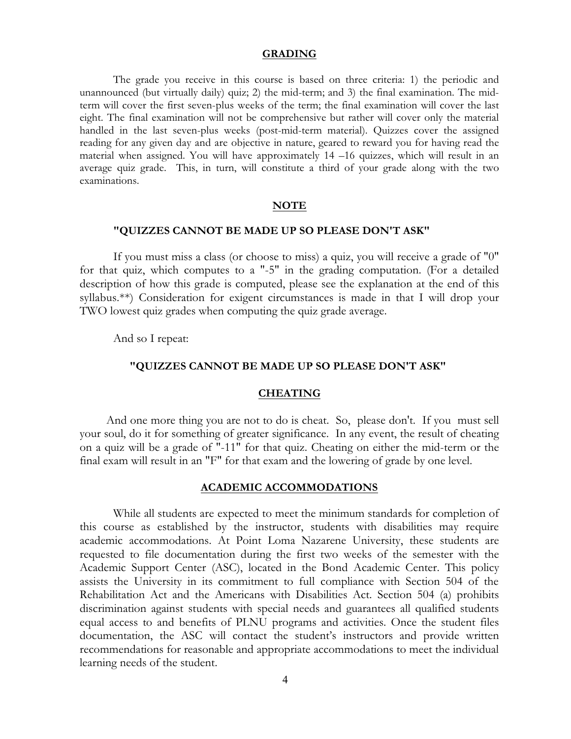## GRADING

The grade you receive in this course is based on three criteria: 1) the periodic and unannounced (but virtually daily) quiz; 2) the mid-term; and 3) the final examination. The mid-term will cover the first seven-plus weeks of the term; the final examination will cover the last eight. The final examination will not be comprehensive but rather will cover only the material handled in the last seven-plus weeks (post-mid-term material). Quizzes cover the assigned reading for any given day and are objective in nature, geared to reward you for having read the material when assigned. You will have approximately 14 –16 quizzes, which will result in an average quiz grade. This, in turn, will constitute a third of your grade along with the two examinations.

## NOTE

**"QUIZZES CANNOT BE MADE UP SO PLEASE DON'T ASK"**

If you must miss a class (or choose to miss) a quiz, you will receive a grade of "0" for that quiz, which computes to a "-5" in the grading computation. (For a detailed description of how this grade is computed, please see the explanation at the end of this syllabus.**) Consideration for exigent circumstances is made in that I will drop your TWO lowest quiz grades when computing the quiz grade average.

And so I repeat:

**"QUIZZES CANNOT BE MADE UP SO PLEASE DON'T ASK"**

## CHEATING

And one more thing you are not to do is cheat. So, please don't. If you must sell your soul, do it for something of greater significance. In any event, the result of cheating on a quiz will be a grade of "-11" for that quiz. Cheating on either the mid-term or the final exam will result in an "F" for that exam and the lowering of grade by one level.

## ACADEMIC ACCOMMODATIONS

While all students are expected to meet the minimum standards for completion of this course as established by the instructor, students with disabilities may require academic accommodations. At Point Loma Nazarene University, these students are requested to file documentation during the first two weeks of the semester with the Academic Support Center (ASC), located in the Bond Academic Center. This policy assists the University in its commitment to full compliance with Section 504 of the Rehabilitation Act and the Americans with Disabilities Act. Section 504 (a) prohibits discrimination against students with special needs and guarantees all qualified students equal access to and benefits of PLNU programs and activities. Once the student files documentation, the ASC will contact the student's instructors and provide written recommendations for reasonable and appropriate accommodations to meet the individual learning needs of the student.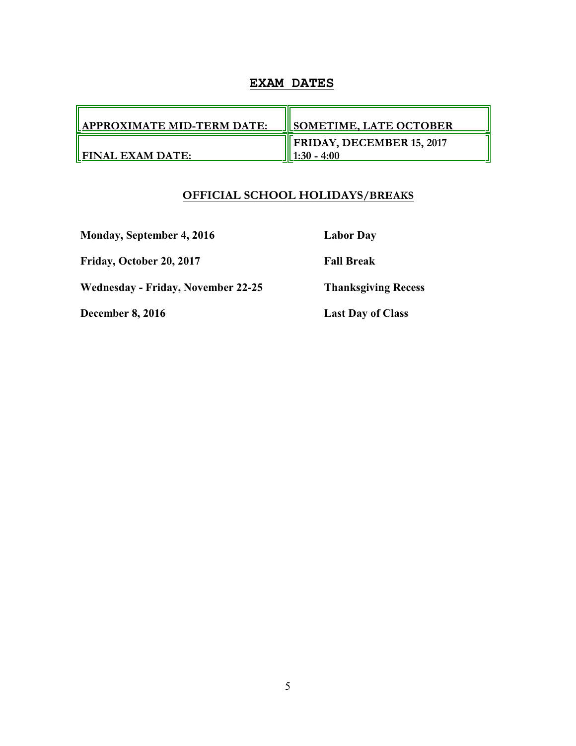## EXAM DATES

| | |
|---|---|
| **APPROXIMATE MID-TERM DATE:** | **SOMETIME, LATE OCTOBER** |
| **FINAL EXAM DATE:** | **FRIDAY, DECEMBER 15, 2017 1:30 - 4:00** |

### OFFICIAL SCHOOL HOLIDAYS/BREAKS

| | |
|---|---|
| **Monday, September 4, 2016** | **Labor Day** |
| **Friday, October 20, 2017** | **Fall Break** |
| **Wednesday - Friday, November 22-25** | **Thanksgiving Recess** |
| **December 8, 2016** | **Last Day of Class** |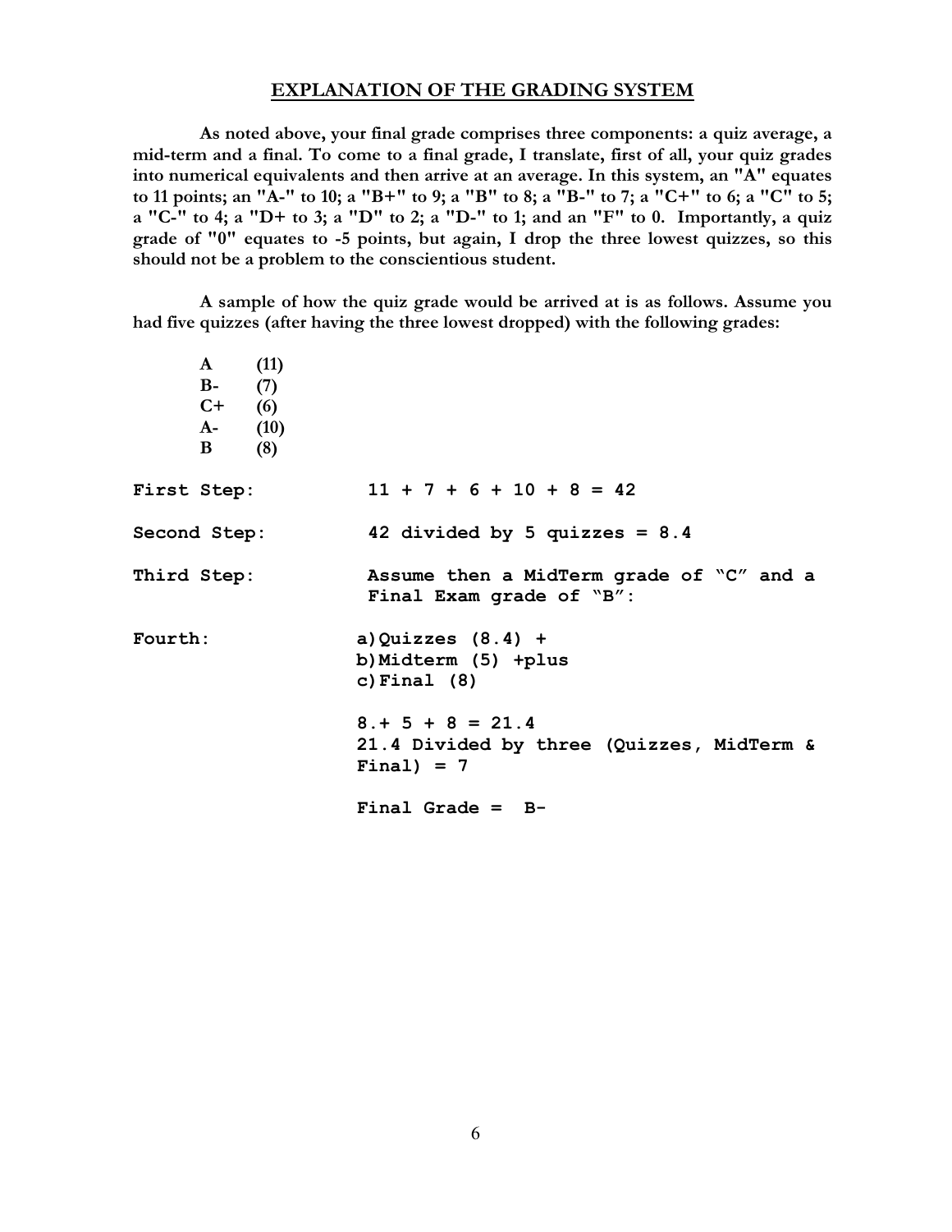## EXPLANATION OF THE GRADING SYSTEM

**As noted above, your final grade comprises three components: a quiz average, a mid-term and a final. To come to a final grade, I translate, first of all, your quiz grades into numerical equivalents and then arrive at an average. In this system, an "A" equates to 11 points; an "A-" to 10; a "B+" to 9; a "B" to 8; a "B-" to 7; a "C+" to 6; a "C" to 5; a "C-" to 4; a "D+ to 3; a "D" to 2; a "D-" to 1; and an "F" to 0. Importantly, a quiz grade of "0" equates to -5 points, but again, I drop the three lowest quizzes, so this should not be a problem to the conscientious student.**

**A sample of how the quiz grade would be arrived at is as follows. Assume you had five quizzes (after having the three lowest dropped) with the following grades:**

| | |
|---|---|
| **A** | **(11)** |
| **B-** | **(7)** |
| **C+** | **(6)** |
| **A-** | **(10)** |
| **B** | **(8)** |

**First Step:** 11 + 7 + 6 + 10 + 8 = 42

**Second Step:** 42 divided by 5 quizzes = 8.4

**Third Step:** Assume then a MidTerm grade of "C" and a Final Exam grade of "B":

**Fourth:**

a) Quizzes (8.4) +
b) Midterm (5) +plus
c) Final (8)

8.+ 5 + 8 = 21.4
21.4 Divided by three (Quizzes, MidTerm & Final) = 7

Final Grade = B-